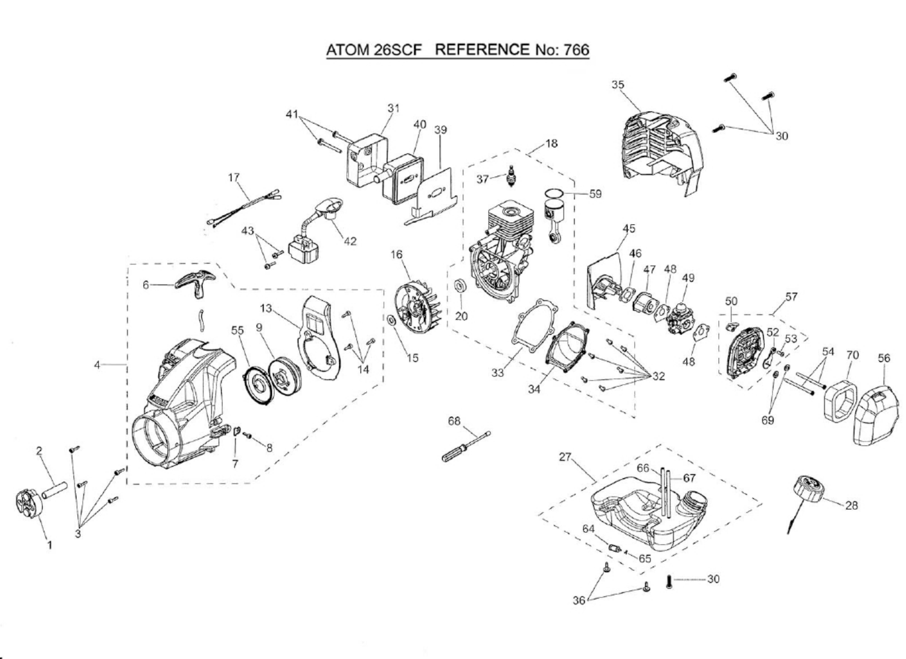# ATOM 26SCF REFERENCE No: 766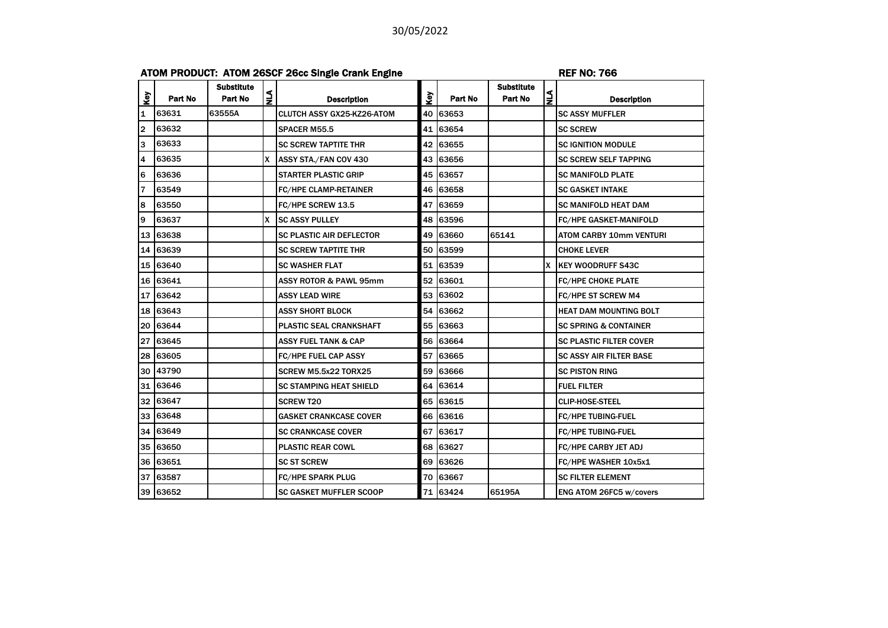30/05/2022

## ATOM PRODUCT: ATOM 26SCF 26cc Single Crank Engine

**REF NO: 766**

| Key | Part No | Substitute Part No | NLA | Description | Key | Part No | Substitute Part No | NLA | Description |
|---|---|---|---|---|---|---|---|---|---|
| 1 | 63631 | 63555A | | CLUTCH ASSY GX25-KZ26-ATOM | 40 | 63653 | | | SC ASSY MUFFLER |
| 2 | 63632 | | | SPACER M55.5 | 41 | 63654 | | | SC SCREW |
| 3 | 63633 | | | SC SCREW TAPTITE THR | 42 | 63655 | | | SC IGNITION MODULE |
| 4 | 63635 | | X | ASSY STA./FAN COV 430 | 43 | 63656 | | | SC SCREW SELF TAPPING |
| 6 | 63636 | | | STARTER PLASTIC GRIP | 45 | 63657 | | | SC MANIFOLD PLATE |
| 7 | 63549 | | | FC/HPE CLAMP-RETAINER | 46 | 63658 | | | SC GASKET INTAKE |
| 8 | 63550 | | | FC/HPE SCREW 13.5 | 47 | 63659 | | | SC MANIFOLD HEAT DAM |
| 9 | 63637 | | X | SC ASSY PULLEY | 48 | 63596 | | | FC/HPE GASKET-MANIFOLD |
| 13 | 63638 | | | SC PLASTIC AIR DEFLECTOR | 49 | 63660 | 65141 | | ATOM CARBY 10mm VENTURI |
| 14 | 63639 | | | SC SCREW TAPTITE THR | 50 | 63599 | | | CHOKE LEVER |
| 15 | 63640 | | | SC WASHER FLAT | 51 | 63539 | | X | KEY WOODRUFF S43C |
| 16 | 63641 | | | ASSY ROTOR & PAWL 95mm | 52 | 63601 | | | FC/HPE CHOKE PLATE |
| 17 | 63642 | | | ASSY LEAD WIRE | 53 | 63602 | | | FC/HPE ST SCREW M4 |
| 18 | 63643 | | | ASSY SHORT BLOCK | 54 | 63662 | | | HEAT DAM MOUNTING BOLT |
| 20 | 63644 | | | PLASTIC SEAL CRANKSHAFT | 55 | 63663 | | | SC SPRING & CONTAINER |
| 27 | 63645 | | | ASSY FUEL TANK & CAP | 56 | 63664 | | | SC PLASTIC FILTER COVER |
| 28 | 63605 | | | FC/HPE FUEL CAP ASSY | 57 | 63665 | | | SC ASSY AIR FILTER BASE |
| 30 | 43790 | | | SCREW M5.5x22 TORX25 | 59 | 63666 | | | SC PISTON RING |
| 31 | 63646 | | | SC STAMPING HEAT SHIELD | 64 | 63614 | | | FUEL FILTER |
| 32 | 63647 | | | SCREW T20 | 65 | 63615 | | | CLIP-HOSE-STEEL |
| 33 | 63648 | | | GASKET CRANKCASE COVER | 66 | 63616 | | | FC/HPE TUBING-FUEL |
| 34 | 63649 | | | SC CRANKCASE COVER | 67 | 63617 | | | FC/HPE TUBING-FUEL |
| 35 | 63650 | | | PLASTIC REAR COWL | 68 | 63627 | | | FC/HPE CARBY JET ADJ |
| 36 | 63651 | | | SC ST SCREW | 69 | 63626 | | | FC/HPE WASHER 10x5x1 |
| 37 | 63587 | | | FC/HPE SPARK PLUG | 70 | 63667 | | | SC FILTER ELEMENT |
| 39 | 63652 | | | SC GASKET MUFFLER SCOOP | 71 | 63424 | 65195A | | ENG ATOM 26FC5 w/covers |